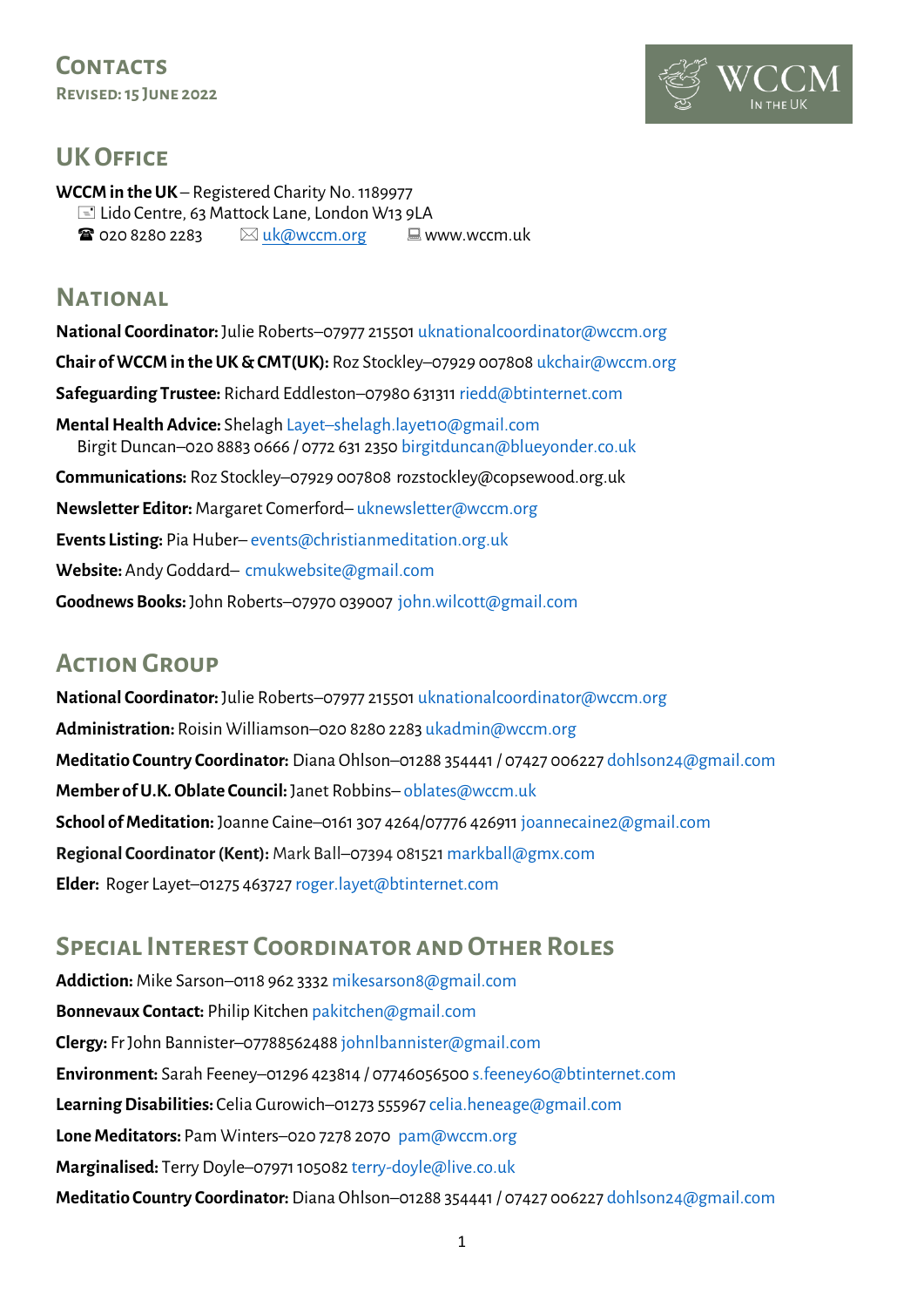# Contacts

**Revised: 15 June 2022**

WCCM In the UK

## UK Office

**WCCM in the UK** – Registered Charity No. 1189977

Lido Centre, 63 Mattock Lane, London W13 9LA

☎ 020 8280 2283 ✉ uk@wccm.org 💻 www.wccm.uk

## National

**National Coordinator:** Julie Roberts–07977 215501 uknationalcoordinator@wccm.org

**Chair of WCCM in the UK & CMT(UK):** Roz Stockley–07929 007808 ukchair@wccm.org

**Safeguarding Trustee:** Richard Eddleston–07980 631311 riedd@btinternet.com

**Mental Health Advice:** Shelagh Layet–shelagh.layet10@gmail.com
Birgit Duncan–020 8883 0666 / 0772 631 2350 birgitduncan@blueyonder.co.uk

**Communications:** Roz Stockley–07929 007808 rozstockley@copsewood.org.uk

**Newsletter Editor:** Margaret Comerford– uknewsletter@wccm.org

**Events Listing:** Pia Huber– events@christianmeditation.org.uk

**Website:** Andy Goddard– cmukwebsite@gmail.com

**Goodnews Books:** John Roberts–07970 039007 john.wilcott@gmail.com

## Action Group

**National Coordinator:** Julie Roberts–07977 215501 uknationalcoordinator@wccm.org

**Administration:** Roisin Williamson–020 8280 2283 ukadmin@wccm.org

**Meditatio Country Coordinator:** Diana Ohlson–01288 354441 / 07427 006227 dohlson24@gmail.com

**Member of U.K. Oblate Council:** Janet Robbins– oblates@wccm.uk

**School of Meditation:** Joanne Caine–0161 307 4264/07776 426911 joannecaine2@gmail.com

**Regional Coordinator (Kent):** Mark Ball–07394 081521 markball@gmx.com

**Elder:** Roger Layet–01275 463727 roger.layet@btinternet.com

## Special Interest Coordinator and Other Roles

**Addiction:** Mike Sarson–0118 962 3332 mikesarson8@gmail.com

**Bonnevaux Contact:** Philip Kitchen pakitchen@gmail.com

**Clergy:** Fr John Bannister–07788562488 johnlbannister@gmail.com

**Environment:** Sarah Feeney–01296 423814 / 07746056500 s.feeney60@btinternet.com

**Learning Disabilities:** Celia Gurowich–01273 555967 celia.heneage@gmail.com

**Lone Meditators:** Pam Winters–020 7278 2070 pam@wccm.org

**Marginalised:** Terry Doyle–07971 105082 terry-doyle@live.co.uk

**Meditatio Country Coordinator:** Diana Ohlson–01288 354441 / 07427 006227 dohlson24@gmail.com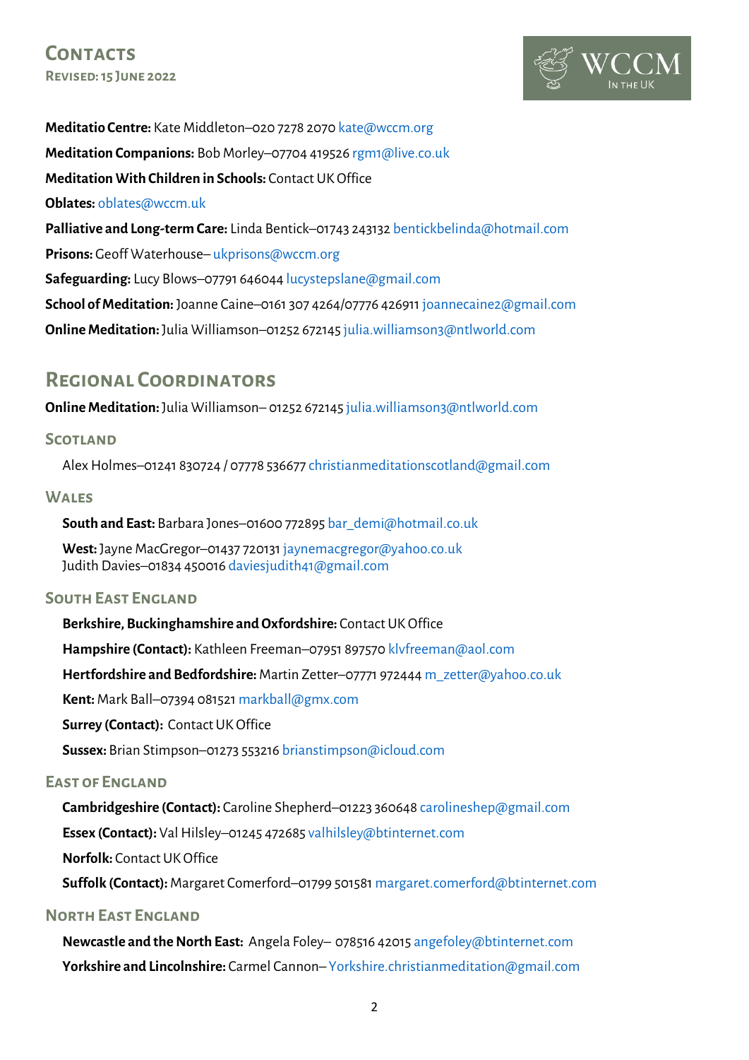# Contacts

**Revised: 15 June 2022**

**Meditatio Centre:** Kate Middleton–020 7278 2070 kate@wccm.org

**Meditation Companions:** Bob Morley–07704 419526 rgm1@live.co.uk

**Meditation With Children in Schools:** Contact UK Office

**Oblates:** oblates@wccm.uk

**Palliative and Long-term Care:** Linda Bentick–01743 243132 bentickbelinda@hotmail.com

**Prisons:** Geoff Waterhouse– ukprisons@wccm.org

**Safeguarding:** Lucy Blows–07791 646044 lucystepslane@gmail.com

**School of Meditation:** Joanne Caine–0161 307 4264/07776 426911 joannecaine2@gmail.com

**Online Meditation:** Julia Williamson–01252 672145 julia.williamson3@ntlworld.com

## Regional Coordinators

**Online Meditation:** Julia Williamson– 01252 672145 julia.williamson3@ntlworld.com

### Scotland

Alex Holmes–01241 830724 / 07778 536677 christianmeditationscotland@gmail.com

### Wales

**South and East:** Barbara Jones–01600 772895 bar_demi@hotmail.co.uk

**West:** Jayne MacGregor–01437 720131 jaynemacgregor@yahoo.co.uk
Judith Davies–01834 450016 daviesjudith41@gmail.com

### South East England

**Berkshire, Buckinghamshire and Oxfordshire:** Contact UK Office

**Hampshire (Contact):** Kathleen Freeman–07951 897570 klvfreeman@aol.com

**Hertfordshire and Bedfordshire:** Martin Zetter–07771 972444 m_zetter@yahoo.co.uk

**Kent:** Mark Ball–07394 081521 markball@gmx.com

**Surrey (Contact):** Contact UK Office

**Sussex:** Brian Stimpson–01273 553216 brianstimpson@icloud.com

### East of England

**Cambridgeshire (Contact):** Caroline Shepherd–01223 360648 carolineshep@gmail.com

**Essex (Contact):** Val Hilsley–01245 472685 valhilsley@btinternet.com

**Norfolk:** Contact UK Office

**Suffolk (Contact):** Margaret Comerford–01799 501581 margaret.comerford@btinternet.com

### North East England

**Newcastle and the North East:** Angela Foley– 078516 42015 angefoley@btinternet.com

**Yorkshire and Lincolnshire:** Carmel Cannon– Yorkshire.christianmeditation@gmail.com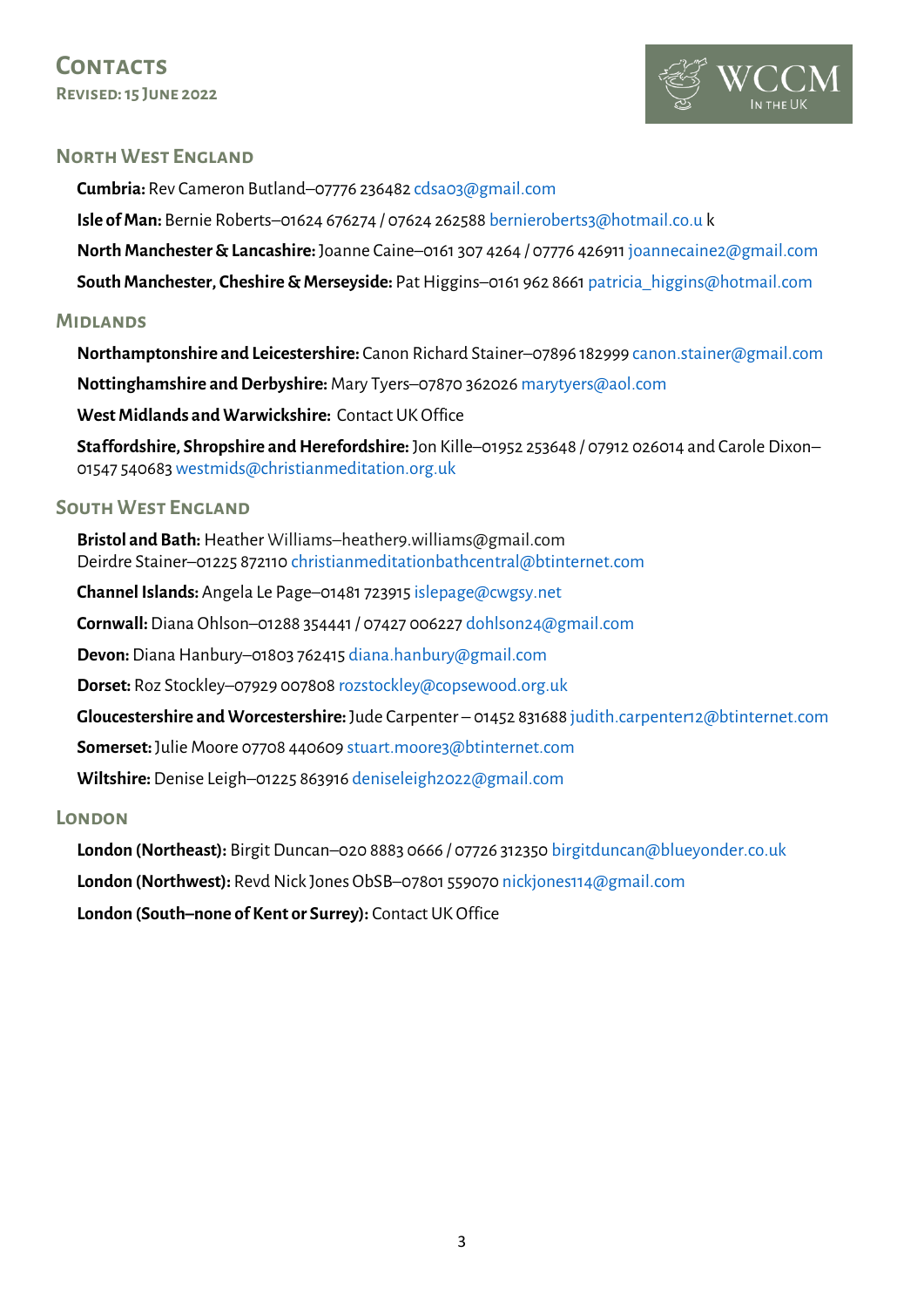# Contacts

**Revised: 15 June 2022**

WCCM In the UK

## North West England

**Cumbria:** Rev Cameron Butland–07776 236482 cdsa03@gmail.com

**Isle of Man:** Bernie Roberts–01624 676274 / 07624 262588 bernieroberts3@hotmail.co.u k

**North Manchester & Lancashire:** Joanne Caine–0161 307 4264 / 07776 426911 joannecaine2@gmail.com

**South Manchester, Cheshire & Merseyside:** Pat Higgins–0161 962 8661 patricia_higgins@hotmail.com

## Midlands

**Northamptonshire and Leicestershire:** Canon Richard Stainer–07896 182999 canon.stainer@gmail.com

**Nottinghamshire and Derbyshire:** Mary Tyers–07870 362026 marytyers@aol.com

**West Midlands and Warwickshire:** Contact UK Office

**Staffordshire, Shropshire and Herefordshire:** Jon Kille–01952 253648 / 07912 026014 and Carole Dixon–01547 540683 westmids@christianmeditation.org.uk

## South West England

**Bristol and Bath:** Heather Williams–heather9.williams@gmail.com
Deirdre Stainer–01225 872110 christianmeditationbathcentral@btinternet.com

**Channel Islands:** Angela Le Page–01481 723915 islepage@cwgsy.net

**Cornwall:** Diana Ohlson–01288 354441 / 07427 006227 dohlson24@gmail.com

**Devon:** Diana Hanbury–01803 762415 diana.hanbury@gmail.com

**Dorset:** Roz Stockley–07929 007808 rozstockley@copsewood.org.uk

**Gloucestershire and Worcestershire:** Jude Carpenter – 01452 831688 judith.carpenter12@btinternet.com

**Somerset:** Julie Moore 07708 440609 stuart.moore3@btinternet.com

**Wiltshire:** Denise Leigh–01225 863916 deniseleigh2022@gmail.com

## London

**London (Northeast):** Birgit Duncan–020 8883 0666 / 07726 312350 birgitduncan@blueyonder.co.uk

**London (Northwest):** Revd Nick Jones ObSB–07801 559070 nickjones114@gmail.com

**London (South–none of Kent or Surrey):** Contact UK Office